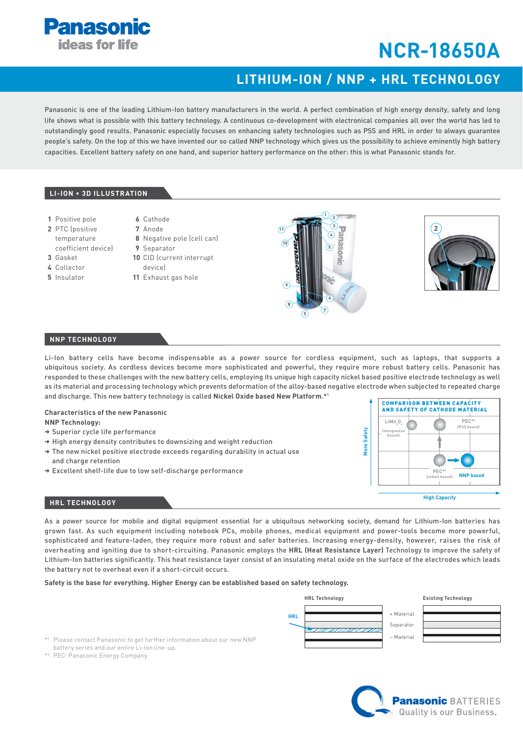# Panasonic
ideas for life

# NCR-18650A

## LITHIUM-ION / NNP + HRL TECHNOLOGY

Panasonic is one of the leading Lithium-Ion battery manufacturers in the world. A perfect combination of high energy density, safety and long life shows what is possible with this battery technology. A continuous co-development with electronical companies all over the world has led to outstandingly good results. Panasonic especially focuses on enhancing safety technologies such as PSS and HRL in order to always guarantee people's safety. On the top of this we have invented our so called NNP technology which gives us the possibility to achieve eminently high battery capacities. Excellent battery safety on one hand, and superior battery performance on the other: this is what Panasonic stands for.

## LI-ION • 3D ILLUSTRATION

1. Positive pole
2. PTC (positive temperature coefficient device)
3. Gasket
4. Collector
5. Insulator
6. Cathode
7. Anode
8. Negative pole (cell can)
9. Separator
10. CID (current interrupt device)
11. Exhaust gas hole

## NNP TECHNOLOGY

Li-Ion battery cells have become indispensable as a power source for cordless equipment, such as laptops, that supports a ubiquitous society. As cordless devices become more sophisticated and powerful, they require more robust battery cells. Panasonic has responded to these challenges with the new battery cells, employing its unique high capacity nickel based positive electrode technology as well as its material and processing technology which prevents deformation of the alloy-based negative electrode when subjected to repeated charge and discharge. This new battery technology is called **Nickel Oxide based New Platform**.*[1]

**Characteristics of the new Panasonic NNP Technology:**

- ➜ Superior cycle life performance
- ➜ High energy density contributes to downsizing and weight reduction
- ➜ The new nickel positive electrode exceeds regarding durability in actual use and charge retention
- ➜ Excellent shelf-life due to low self-discharge performance

**COMPARISON BETWEEN CAPACITY AND SAFETY OF CATHODE MATERIAL**

More Safety ↑ / High Capacity →

- $LiMn_2O_4$ (manganese based)
- PEC*[2] (PSS based)
- PEC*[2] (cobalt based)
- NNP based

## HRL TECHNOLOGY

As a power source for mobile and digital equipment essential for a ubiquitous networking society, demand for Lithium-Ion batteries has grown fast. As such equipment including notebook PCs, mobile phones, medical equipment and power-tools become more powerful, sophisticated and feature-laden, they require more robust and safer batteries. Increasing energy-density, however, raises the risk of overheating and igniting due to short-circuiting. Panasonic employs the **HRL (Heat Resistance Layer)** Technology to improve the safety of Lithium-Ion batteries significantly. This heat resistance layer consist of an insulating metal oxide on the surface of the electrodes which leads the battery not to overheat even if a short-circuit occurs.

**Safety is the base for everything. Higher Energy can be established based on safety technology.**

HRL Technology | Existing Technology

HRL — + Material — Separator — − Material

*[1] Please contact Panasonic to get further information about our new NNP battery series and our entire Li-Ion line-up.
*[2] PEC: Panasonic Energy Company.

**Panasonic** BATTERIES
Quality is our Business.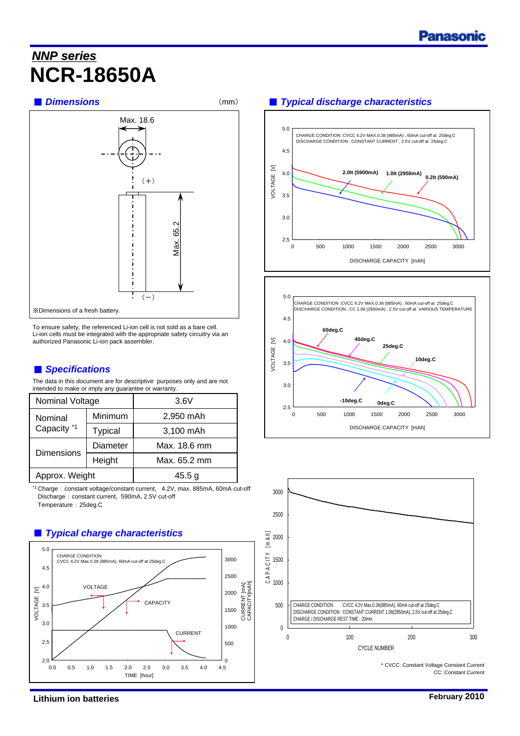Panasonic

# *NNP series*

# NCR-18650A

## Dimensions

(mm)

Max. 18.6

(+)

Max. 65.2

(−)

※Dimensions of a fresh battery.

To ensure safety, the referenced Li-ion cell is not sold as a bare cell.
Li-ion cells must be integrated with the appropriate safety circuitry via an authorized Panasonic Li-ion pack assembler.

## Specifications

The data in this document are for descriptive purposes only and are not intended to make or imply any guarantee or warranty.

| | | |
|---|---|---|
| Nominal Voltage | | 3.6V |
| Nominal Capacity [*1] | Minimum | 2,950 mAh |
| | Typical | 3,100 mAh |
| Dimensions | Diameter | Max. 18.6 mm |
| | Height | Max. 65.2 mm |
| Approx. Weight | | 45.5 g |

[*1] Charge : constant voltage/constant current, 4.2V, max. 885mA, 60mA cut-off
Discharge : constant current, 590mA, 2.5V cut-off
Temperature : 25deg.C

## Typical charge characteristics

CHARGE CONDITION:
CVCC 4.2V Max.0.3It (885mA), 60mA cut-off at 25deg.C

VOLTAGE

CAPACITY

CURRENT

VOLTAGE [V]

5.0
4.5
4.0
3.5
3.0
2.5
2.0

CURRENT [mA]
CAPACITY[mAh]

3000
2500
2000
1500
1000
500
0

0.0 0.5 1.0 1.5 2.0 2.5 3.0 3.5 4.0 4.5

TIME [hour]

## Typical discharge characteristics

CHARGE CONDITION :CVCC 4.2V MAX.0.3It (885mA) , 60mA cut-off at 25deg.C
DISCHARGE CONDITION : CONSTANT CURRENT , 2.5V cut-off at 25deg.C

2.0It (5900mA)
1.0It (2950mA)
0.2It (590mA)

VOLTAGE [V]

5.0
4.5
4.0
3.5
3.0
2.5

0 500 1000 1500 2000 2500 3000

DISCHARGE CAPACITY [mAh]

CHARGE CONDITION :CVCC 4.2V MAX.0.3It (885mA) , 60mA cut-off at 25deg.C
DISCHARGE CONDITION : CC 1.0It (2950mA) , 2.5V cut-off at VARIOUS TEMPERATURE

60deg.C
45deg.C
25deg.C
10deg.C
-10deg.C
0deg.C

VOLTAGE [V]

5.0
4.5
4.0
3.5
3.0
2.5

0 500 1000 1500 2000 2500 3000

DISCHARGE CAPACITY [mAh]

CAPACITY [mAh]

3000
2500
2000
1500
1000
500
0

0 100 200 300

CYCLE NUMBER

CHARGE CONDITION : CVCC 4.2V Max.0.3It(885mA), 60mA cut-off at 25deg.C
DISCHARGE CONDITION : CONSTANT CURRENT 1.0It(2950mA), 2.5V cut-off at 25deg.C
CHARGE / DISCHARGE REST TIME : 20min.

\* CVCC: Constant Voltage Constant Current
CC: Constant Current

**Lithium ion batteries**

**February 2010**